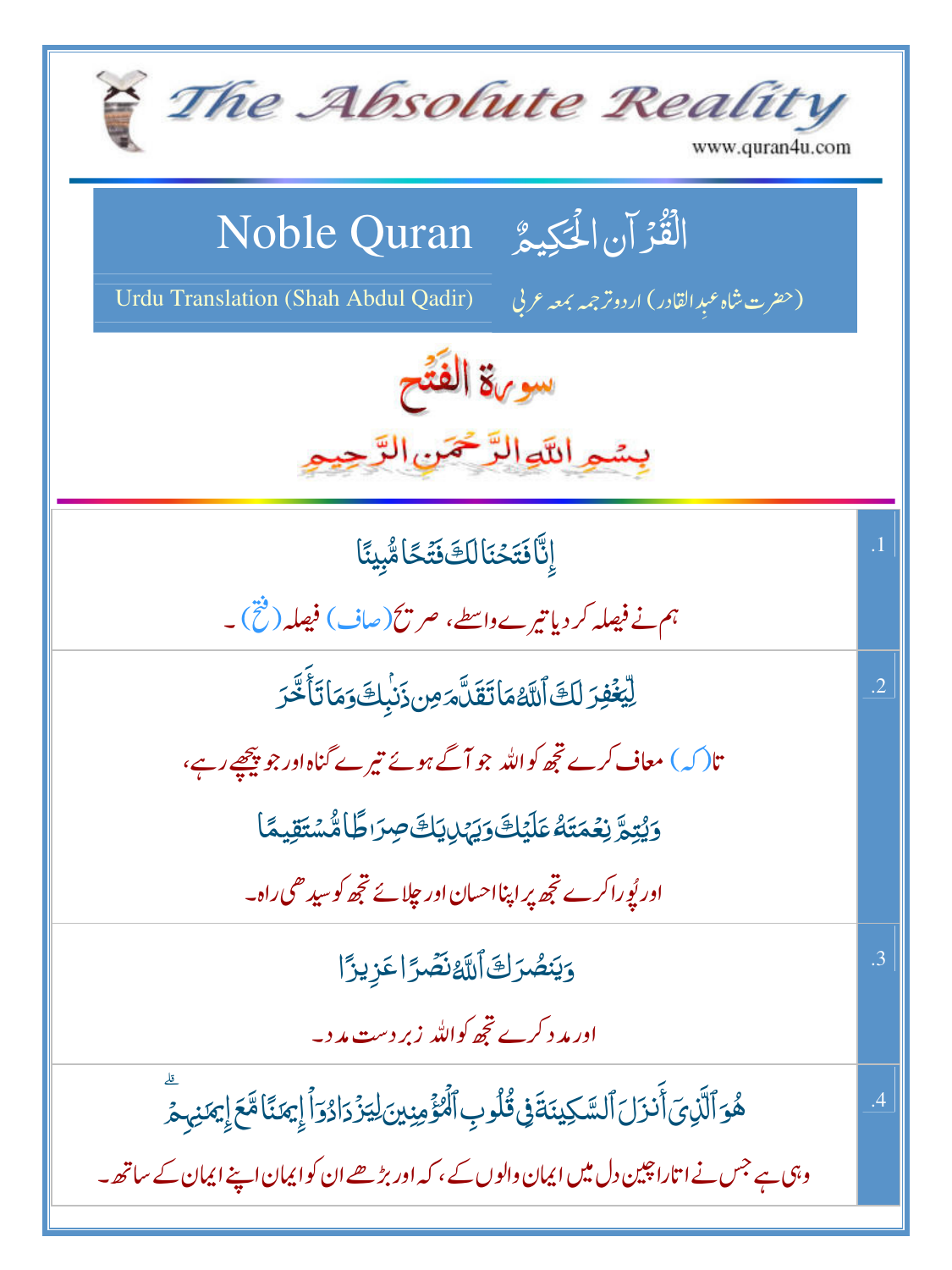# The Absolute Reality

www.quran4u.com

## Noble Quran الْقُرْآنِ الْحَكِيمُ

Urdu Translation (Shah Abdul Qadir) (حضرت شاہ عبدالقادر) اردو ترجمہ بمعہ عربی

## سورۃ الفتح

بِسْمِ اللّٰہِ الرَّحْمٰنِ الرَّحِیْمِ

| | |
|---|---|
| .1 | إِنَّا فَتَحْنَا لَكَ فَتْحًا مُّبِينًا<br>ہم نے فیصلہ کر دیا تیرے واسطے، صریح (صاف) فیصلہ (فتح) ۔ |
| .2 | لِّيَغْفِرَ لَكَ ٱللَّهُ مَا تَقَدَّمَ مِن ذَنۢبِكَ وَمَا تَأَخَّرَ<br>تا (کہ) معاف کرے تجھ کو اللہ جو آگے ہوئے تیرے گناہ اور جو پیچھے رہے،<br>وَيُتِمَّ نِعْمَتَهُۥ عَلَيْكَ وَيَهْدِيَكَ صِرَٰطًا مُّسْتَقِيمًا<br>اور پورا کرے تجھ پر اپنا احسان اور چلائے تجھ کو سیدھی راہ۔ |
| .3 | وَيَنصُرَكَ ٱللَّهُ نَصْرًا عَزِيزًا<br>اور مدد کرے تجھ کو اللہ زبردست مدد۔ |
| .4 | هُوَ ٱلَّذِىٓ أَنزَلَ ٱلسَّكِينَةَ فِى قُلُوبِ ٱلْمُؤْمِنِينَ لِيَزْدَادُوٓا۟ إِيمَٰنًا مَّعَ إِيمَٰنِهِمْ ۗ<br>وہی ہے جس نے اتارا چین دل میں ایمان والوں کے، کہ اور بڑھے ان کو ایمان اپنے ایمان کے ساتھ۔ |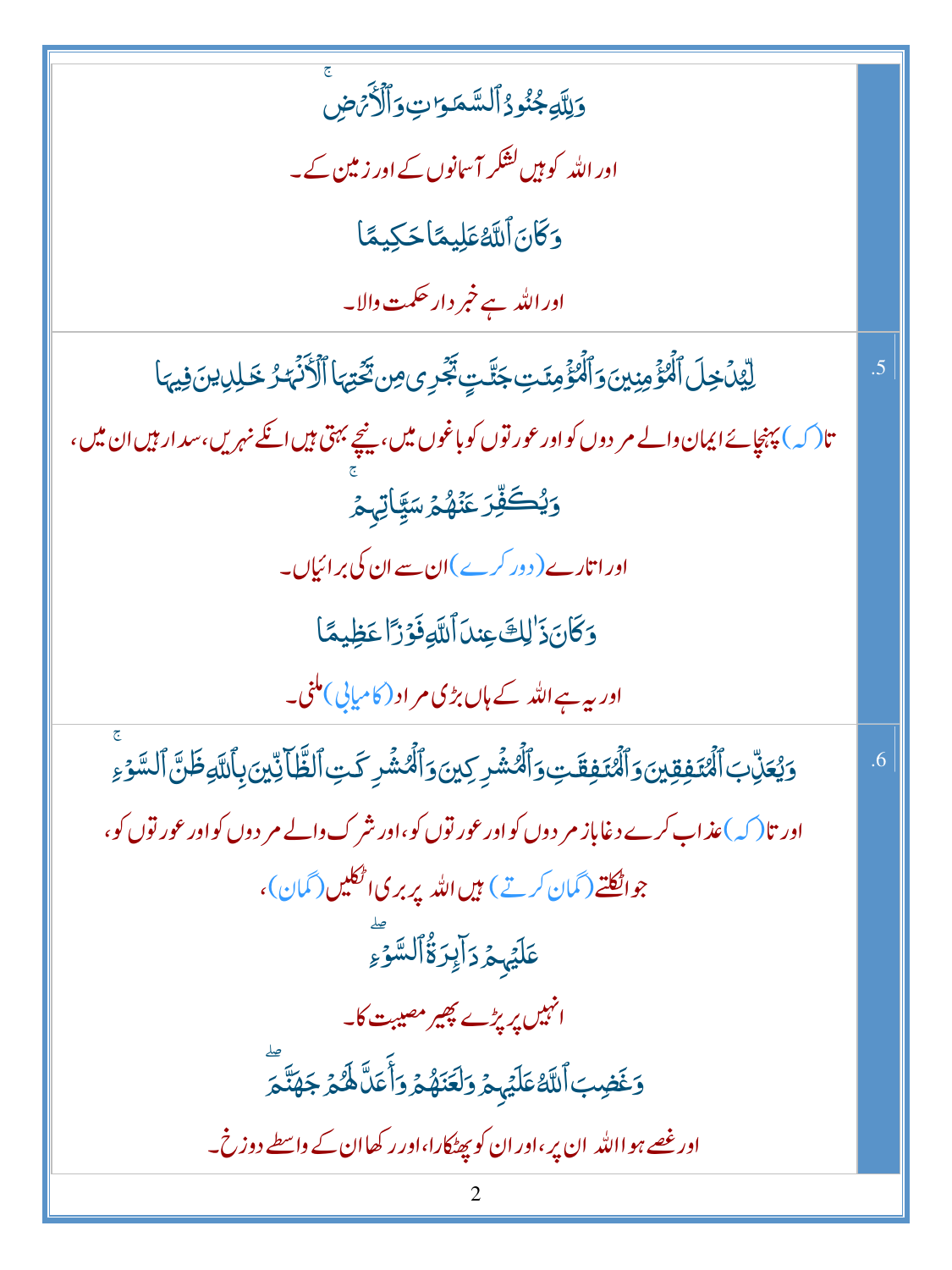| | |
|---|---|
| وَلِلَّهِ جُنُودُ ٱلسَّمَٰوَٰتِ وَٱلۡأَرۡضِۚ<br>اور اللہ کو ہیں لشکر آسمانوں کے اور زمین کے۔<br>وَكَانَ ٱللَّهُ عَلِيمًا حَكِيمًا<br>اور اللہ ہے خبر دار حکمت والا۔ | |
| لِّيُدۡخِلَ ٱلۡمُؤۡمِنِينَ وَٱلۡمُؤۡمِنَٰتِ جَنَّٰتٖ تَجۡرِي مِن تَحۡتِهَا ٱلۡأَنۡهَٰرُ خَٰلِدِينَ فِيهَا<br>تا (کہ) پہنچائے ایمان والے مردوں کو اور عورتوں کو باغوں میں، نیچے بہتی ہیں انکے نہریں، سدا رہیں ان میں،<br>وَيُكَفِّرَ عَنۡهُمۡ سَيِّـَٔاتِهِمۡۚ<br>اور اتارے (دور کرے) ان سے ان کی برائیاں۔<br>وَكَانَ ذَٰلِكَ عِندَ ٱللَّهِ فَوۡزًا عَظِيمًا<br>اور یہ ہے اللہ کے ہاں بڑی مراد (کامیابی) ملنی۔ | 5. |
| وَيُعَذِّبَ ٱلۡمُنَٰفِقِينَ وَٱلۡمُنَٰفِقَٰتِ وَٱلۡمُشۡرِكِينَ وَٱلۡمُشۡرِكَٰتِ ٱلظَّآنِّينَ بِٱللَّهِ ظَنَّ ٱلسَّوۡءِۚ<br>اور تا (کہ) عذاب کرے دغاباز مردوں کو اور عورتوں کو، اور شرک والے مردوں کو اور عورتوں کو،<br>جو اٹکلتے (گمان کرتے) ہیں اللہ پر بری اٹکلیں (گمان)،<br>عَلَيۡهِمۡ دَآئِرَةُ ٱلسَّوۡءِۖ<br>انہیں پر پڑے پھیر مصیبت کا۔<br>وَغَضِبَ ٱللَّهُ عَلَيۡهِمۡ وَلَعَنَهُمۡ وَأَعَدَّ لَهُمۡ جَهَنَّمَۖ<br>اور غصے ہوا اللہ ان پر، اور ان کو پھٹکارا، اور رکھا ان کے واسطے دوزخ۔ | 6. |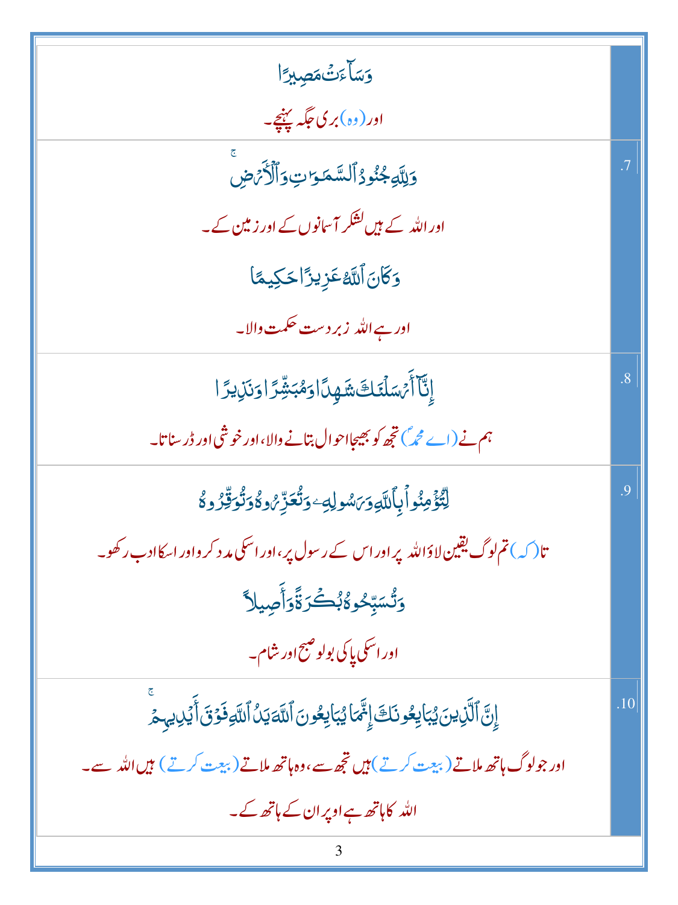| | |
|---|---|
| وَسَآءَتۡ مَصِيرٗا<br><br>اور (وہ) بری جگہ پہنچے۔ | |
| وَلِلَّهِ جُنُودُ ٱلسَّمَٰوَٰتِ وَٱلۡأَرۡضِۚ<br><br>اور اللہ کے ہیں لشکر آسمانوں کے اور زمین کے۔<br><br>وَكَانَ ٱللَّهُ عَزِيزًا حَكِيمًا<br><br>اور ہے اللہ زبردست حکمت والا۔ | .7 |
| إِنَّآ أَرۡسَلۡنَٰكَ شَٰهِدٗا وَمُبَشِّرٗا وَنَذِيرٗا<br><br>ہم نے (اے محمدؐ) تجھ کو بھیجا احوال بتانے والا، اور خوشی اور ڈر سناتا۔ | .8 |
| لِّتُؤۡمِنُواْ بِٱللَّهِ وَرَسُولِهِۦ وَتُعَزِّرُوهُ وَتُوَقِّرُوهُ<br><br>تا (کہ) تم لوگ یقین لاؤ اللہ پر اور اس کے رسول پر، اور اسکی مدد کرو اور اسکا ادب رکھو۔<br><br>وَتُسَبِّحُوهُ بُكۡرَةٗ وَأَصِيلًا<br><br>اور اسکی پاکی بولو صبح اور شام۔ | .9 |
| إِنَّ ٱلَّذِينَ يُبَايِعُونَكَ إِنَّمَا يُبَايِعُونَ ٱللَّهَ يَدُ ٱللَّهِ فَوۡقَ أَيۡدِيهِمۡۚ<br><br>اور جو لوگ ہاتھ ملاتے (بیعت کرتے) ہیں تجھ سے، وہ ہاتھ ملاتے (بیعت کرتے) ہیں اللہ سے۔<br><br>اللہ کا ہاتھ ہے اوپر ان کے ہاتھ کے۔ | .10 |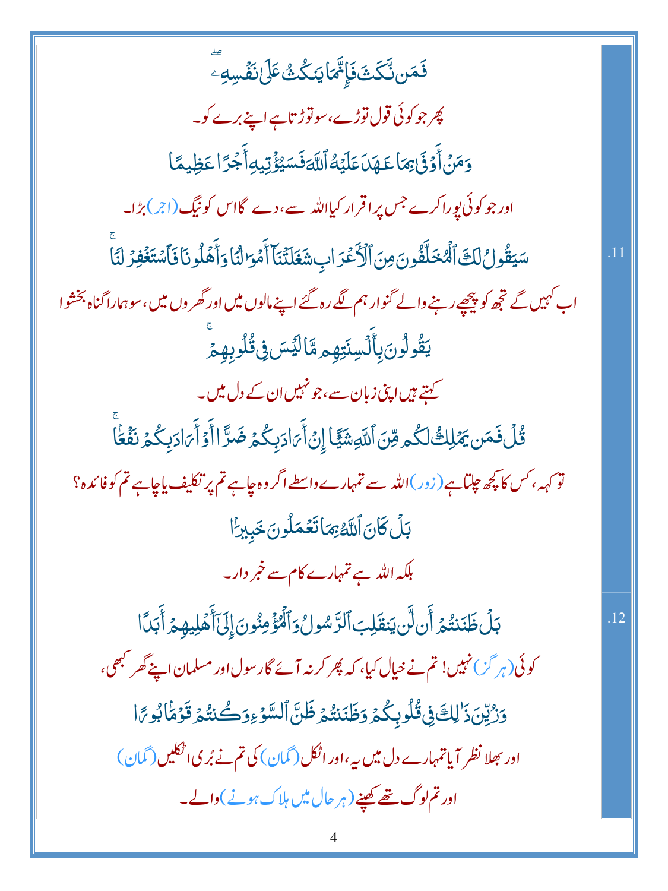| | |
|---|---|
| فَمَن نَّكَثَ فَإِنَّمَا يَنكُثُ عَلَىٰ نَفْسِهِۦ ۖ<br>پھر جو کوئی قول توڑے، سو توڑتا ہے اپنے برے کو۔<br>وَمَنْ أَوْفَىٰ بِمَا عَـٰهَدَ عَلَيْهُ ٱللَّهَ فَسَيُؤْتِيهِ أَجْرًا عَظِيمًا<br>اور جو کوئی پورا کرے جس پر اقرار کیا اللہ سے، دے گا اس کو نیگ (اجر) بڑا۔ | |
| سَيَقُولُ لَكَ ٱلْمُخَلَّفُونَ مِنَ ٱلْأَعْرَابِ شَغَلَتْنَآ أَمْوَٰلُنَا وَأَهْلُونَا فَٱسْتَغْفِرْ لَنَا ۚ<br>اب کہیں گے تجھ کو پیچھے رہنے والے گنوار ہم لگے رہ گئے اپنے مالوں میں اور گھروں میں، سو ہمارا گناہ بخشوا<br>يَقُولُونَ بِأَلْسِنَتِهِم مَّا لَيْسَ فِى قُلُوبِهِمْ ۚ<br>کہتے ہیں اپنی زبان سے، جو نہیں ان کے دل میں۔<br>قُلْ فَمَن يَمْلِكُ لَكُم مِّنَ ٱللَّهِ شَيْـًٔا إِنْ أَرَادَ بِكُمْ ضَرًّا أَوْ أَرَادَ بِكُمْ نَفْعًۢا ۚ<br>تو کہہ، کس کا کچھ چلتا ہے (زور) اللہ سے تمہارے واسطے اگر وہ چاہے تم پر تکلیف یا چاہے تم کو فائدہ؟<br>بَلْ كَانَ ٱللَّهُ بِمَا تَعْمَلُونَ خَبِيرًۢا<br>بلکہ اللہ ہے تمہارے کام سے خبر دار۔ | .11 |
| بَلْ ظَنَنتُمْ أَن لَّن يَنقَلِبَ ٱلرَّسُولُ وَٱلْمُؤْمِنُونَ إِلَىٰٓ أَهْلِيهِمْ أَبَدًا<br>کوئی (ہرگز) نہیں! تم نے خیال کیا، کہ پھر کر نہ آئے گا رسول اور مسلمان اپنے گھر کبھی،<br>وَزُيِّنَ ذَٰلِكَ فِى قُلُوبِكُمْ وَظَنَنتُمْ ظَنَّ ٱلسَّوْءِ وَكُنتُمْ قَوْمًۢا بُورًا<br>اور بھلا نظر آیا تمہارے دل میں یہ، اور اٹکل (گمان) کی تم نے بُری اٹکلیں (گمان)<br>اور تم لوگ تھے کھپنے (ہر حال میں ہلاک ہونے) والے۔ | .12 |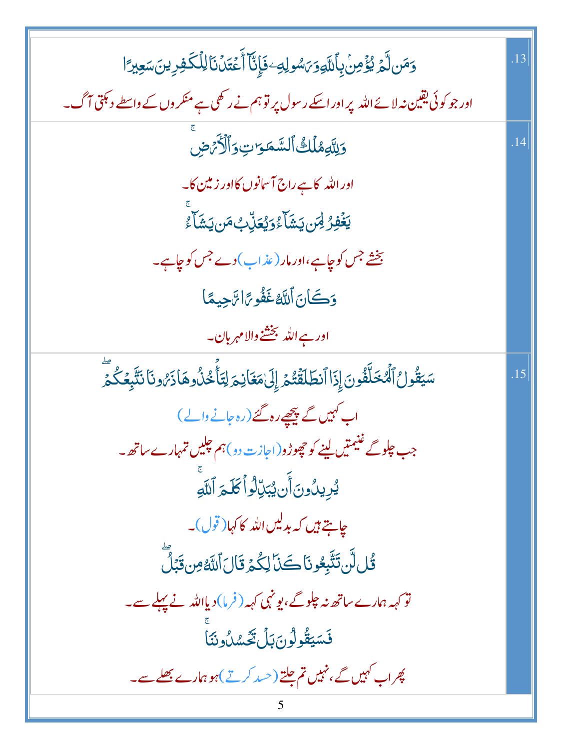| | |
|---|---|
| وَمَن لَّمْ يُؤْمِنۢ بِٱللَّهِ وَرَسُولِهِۦ فَإِنَّآ أَعْتَدْنَا لِلْكَٰفِرِينَ سَعِيرًا<br>اور جو کوئی یقین نہ لائے اللہ پر اور اسکے رسول پر تو ہم نے رکھی ہے منکروں کے واسطے دہکتی آگ۔ | .13 |
| وَلِلَّهِ مُلْكُ ٱلسَّمَٰوَٰتِ وَٱلْأَرْضِ ۚ<br>اور اللہ کا ہے راج آسمانوں کا اور زمین کا۔<br>يَغْفِرُ لِمَن يَشَآءُ وَيُعَذِّبُ مَن يَشَآءُ ۚ<br>بخشے جس کو چاہے، اور مار (عذاب) دے جس کو چاہے۔<br>وَكَانَ ٱللَّهُ غَفُورًا رَّحِيمًا<br>اور ہے اللہ بخشنے والا مہربان۔ | .14 |
| سَيَقُولُ ٱلْمُخَلَّفُونَ إِذَا ٱنطَلَقْتُمْ إِلَىٰ مَغَانِمَ لِتَأْخُذُوهَا ذَرُونَا نَتَّبِعْكُمْ ۖ<br>اب کہیں گے پیچھے رہ گئے (رہ جانے والے)<br>جب چلو گے غنیمتیں لینے کو چھوڑو (اجازت دو) ہم چلیں تمہارے ساتھ۔<br>يُرِيدُونَ أَن يُبَدِّلُوا۟ كَلَٰمَ ٱللَّهِ ۚ<br>چاہتے ہیں کہ بدلیں اللہ کا کہا (قول)۔<br>قُل لَّن تَتَّبِعُونَا كَذَٰلِكُمْ قَالَ ٱللَّهُ مِن قَبْلُ ۖ<br>تو کہہ ہمارے ساتھ نہ چلو گے، یونہی کہہ (فرما) دیا اللہ نے پہلے سے۔<br>فَسَيَقُولُونَ بَلْ تَحْسُدُونَنَا ۚ<br>پھر اب کہیں گے، نہیں تم جلتے (حسد کرتے) ہو ہمارے بھلے سے۔ | .15 |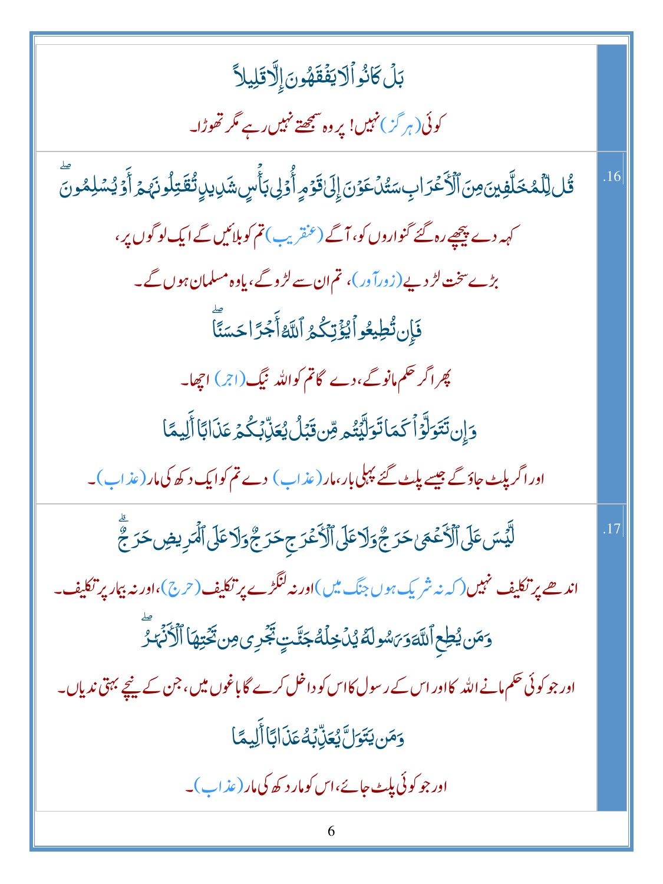بَلْ كَانُوا۟ لَا يَفْقَهُونَ إِلَّا قَلِيلًا

کوئی (ہرگز) نہیں! پر وہ سمجھتے نہیں رہے مگر تھوڑا۔

.16

قُل لِّلْمُخَلَّفِينَ مِنَ ٱلْأَعْرَابِ سَتُدْعَوْنَ إِلَىٰ قَوْمٍ أُو۟لِى بَأْسٍ شَدِيدٍ تُقَٰتِلُونَهُمْ أَوْ يُسْلِمُونَ ۖ

کہہ دے پیچھے رہ گئے گنواروں کو، آگے (عنقریب) تم کو بلائیں گے ایک لوگوں پر،

بڑے سخت لڑ دیے (زورآور)، تم ان سے لڑو گے، یا وہ مسلمان ہوں گے۔

فَإِن تُطِيعُوا۟ يُؤْتِكُمُ ٱللَّهُ أَجْرًا حَسَنًا ۖ

پھر اگر حکم مانو گے، دے گا تم کو اللہ نیگ (اجر) اچھا۔

وَإِن تَتَوَلَّوْا۟ كَمَا تَوَلَّيْتُم مِّن قَبْلُ يُعَذِّبْكُمْ عَذَابًا أَلِيمًا

اور اگر پلٹ جاؤ گے جیسے پلٹ گئے پہلی بار، مار (عذاب) دے تم کو ایک دکھ کی مار (عذاب)۔

.17

لَّيْسَ عَلَى ٱلْأَعْمَىٰ حَرَجٌ وَلَا عَلَى ٱلْأَعْرَجِ حَرَجٌ وَلَا عَلَى ٱلْمَرِيضِ حَرَجٌ ۗ

اندھے پر تکلیف نہیں (کہ نہ شریک ہوں جنگ میں) اور نہ لنگڑے پر تکلیف (حرج)، اور نہ بیمار پر تکلیف۔

وَمَن يُطِعِ ٱللَّهَ وَرَسُولَهُۥ يُدْخِلْهُ جَنَّٰتٍ تَجْرِى مِن تَحْتِهَا ٱلْأَنْهَٰرُ ۖ

اور جو کوئی حکم مانے اللہ کا اور اس کے رسول کا اس کو داخل کرے گا باغوں میں، جن کے نیچے بہتی ندیاں۔

وَمَن يَتَوَلَّ يُعَذِّبْهُ عَذَابًا أَلِيمًا

اور جو کوئی پلٹ جائے، اس کو مار دکھ کی مار (عذاب)۔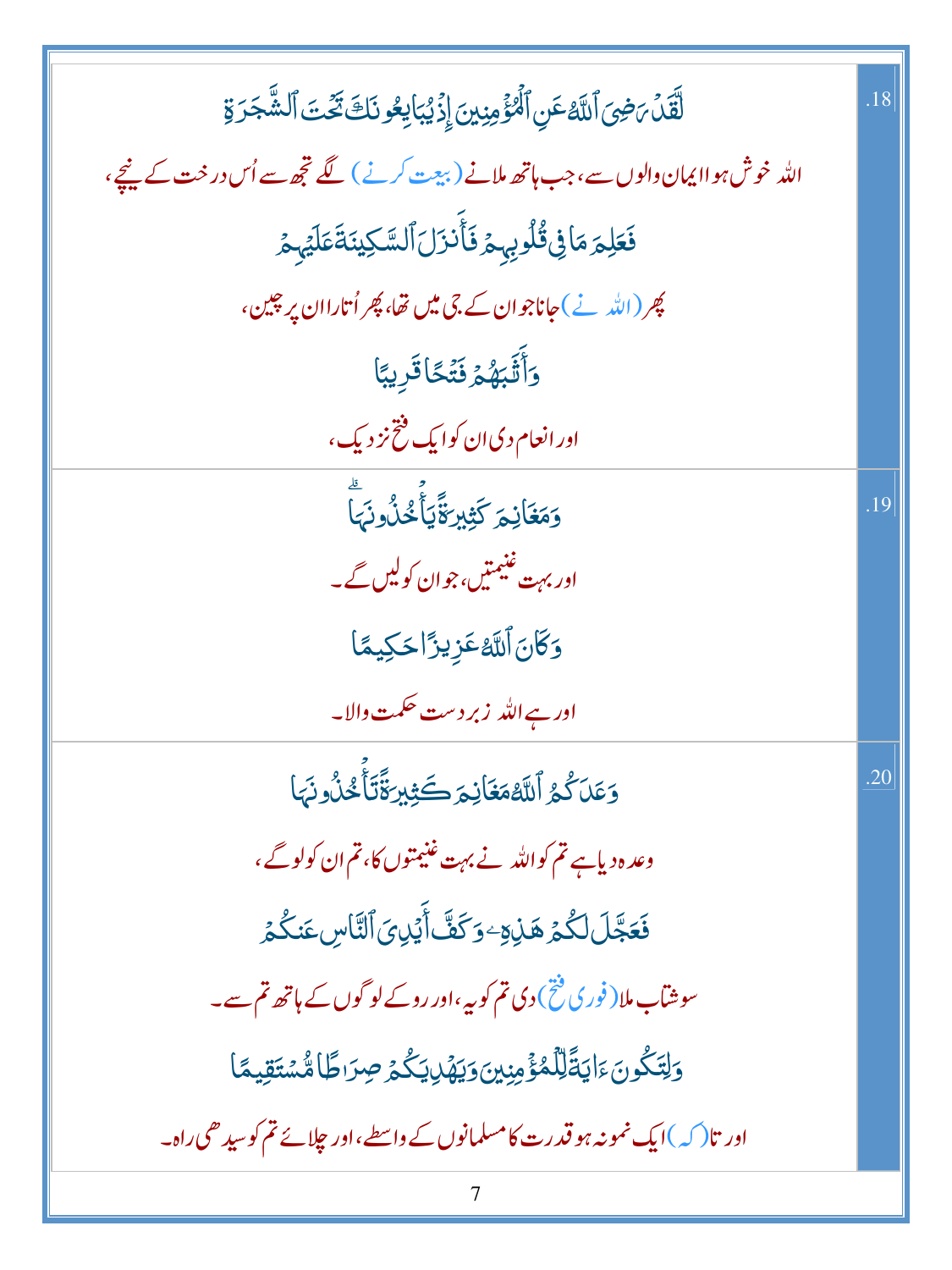| | |
|---|---|
| لَّقَدۡ رَضِيَ ٱللَّهُ عَنِ ٱلۡمُؤۡمِنِينَ إِذۡ يُبَايِعُونَكَ تَحۡتَ ٱلشَّجَرَةِ<br><br>اللہ خوش ہوا ایمان والوں سے، جب ہاتھ ملانے (بیعت کرنے) لگے تجھ سے اُس درخت کے نیچے،<br><br>فَعَلِمَ مَا فِي قُلُوبِهِمۡ فَأَنزَلَ ٱلسَّكِينَةَ عَلَيۡهِمۡ<br><br>پھر (اللہ نے) جانا جو ان کے جی میں تھا، پھر اُتارا ان پر چین،<br><br>وَأَثَٰبَهُمۡ فَتۡحٗا قَرِيبٗا<br><br>اور انعام دی ان کو ایک فتح نزدیک، | .18 |
| وَمَغَانِمَ كَثِيرَةٗ يَأۡخُذُونَهَاۗ<br><br>اور بہت غنیمتیں، جو ان کو لیں گے۔<br><br>وَكَانَ ٱللَّهُ عَزِيزًا حَكِيمٗا<br><br>اور ہے اللہ زبردست حکمت والا۔ | .19 |
| وَعَدَكُمُ ٱللَّهُ مَغَانِمَ كَثِيرَةٗ تَأۡخُذُونَهَا<br><br>وعدہ دیا ہے تم کو اللہ نے بہت غنیمتوں کا، تم ان کو لوگے،<br><br>فَعَجَّلَ لَكُمۡ هَٰذِهِۦ وَكَفَّ أَيۡدِيَ ٱلنَّاسِ عَنكُمۡ<br><br>سو شتاب ملا (فوری فتح) دی تم کو یہ، اور روکے لوگوں کے ہاتھ تم سے۔<br><br>وَلِتَكُونَ ءَايَةٗ لِّلۡمُؤۡمِنِينَ وَيَهۡدِيَكُمۡ صِرَٰطٗا مُّسۡتَقِيمٗا<br><br>اور تا (کہ) ایک نمونہ ہو قدرت کا مسلمانوں کے واسطے، اور چلائے تم کو سیدھی راہ۔ | .20 |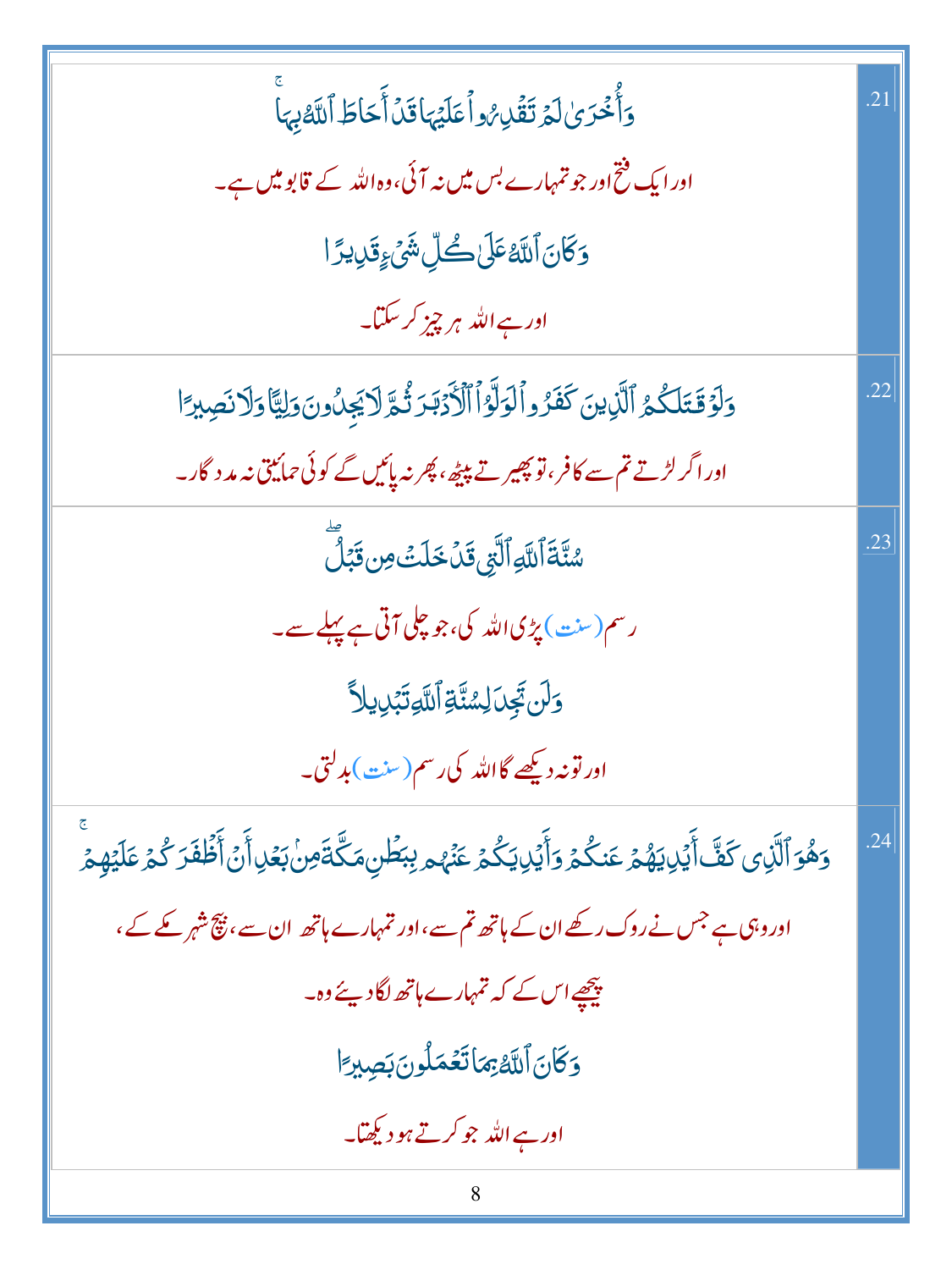| | |
|---|---|
| .21 | وَأُخۡرَىٰ لَمۡ تَقۡدِرُواْ عَلَيۡهَا قَدۡ أَحَاطَ ٱللَّهُ بِهَاۚ<br>اور ایک فتح اور جو تمہارے بس میں نہ آئی، وہ اللہ کے قابو میں ہے۔<br>وَكَانَ ٱللَّهُ عَلَىٰ كُلِّ شَيۡءٖ قَدِيرٗا<br>اور ہے اللہ ہر چیز کر سکتا۔ |
| .22 | وَلَوۡ قَٰتَلَكُمُ ٱلَّذِينَ كَفَرُواْ لَوَلَّوُاْ ٱلۡأَدۡبَٰرَ ثُمَّ لَا يَجِدُونَ وَلِيّٗا وَلَا نَصِيرٗا<br>اور اگر لڑتے تم سے کافر، تو پھیرتے پیٹھ، پھر نہ پائیں گے کوئی حمایتی نہ مدد گار۔ |
| .23 | سُنَّةَ ٱللَّهِ ٱلَّتِي قَدۡ خَلَتۡ مِن قَبۡلُۖ<br>رسم (سنت) پڑی اللہ کی، جو چلی آتی ہے پہلے سے۔<br>وَلَن تَجِدَ لِسُنَّةِ ٱللَّهِ تَبۡدِيلٗا<br>اور تو نہ دیکھے گا اللہ کی رسم (سنت) بدلتی۔ |
| .24 | وَهُوَ ٱلَّذِي كَفَّ أَيۡدِيَهُمۡ عَنكُمۡ وَأَيۡدِيَكُمۡ عَنۡهُم بِبَطۡنِ مَكَّةَ مِنۢ بَعۡدِ أَنۡ أَظۡفَرَكُمۡ عَلَيۡهِمۡۚ<br>اور وہی ہے جس نے روک رکھے ان کے ہاتھ تم سے، اور تمہارے ہاتھ ان سے، بیچ شہر مکے کے،<br>پیچھے اس کے کہ تمہارے ہاتھ لگا دیئے وہ۔<br>وَكَانَ ٱللَّهُ بِمَا تَعۡمَلُونَ بَصِيرًا<br>اور ہے اللہ جو کرتے ہو دیکھتا۔ |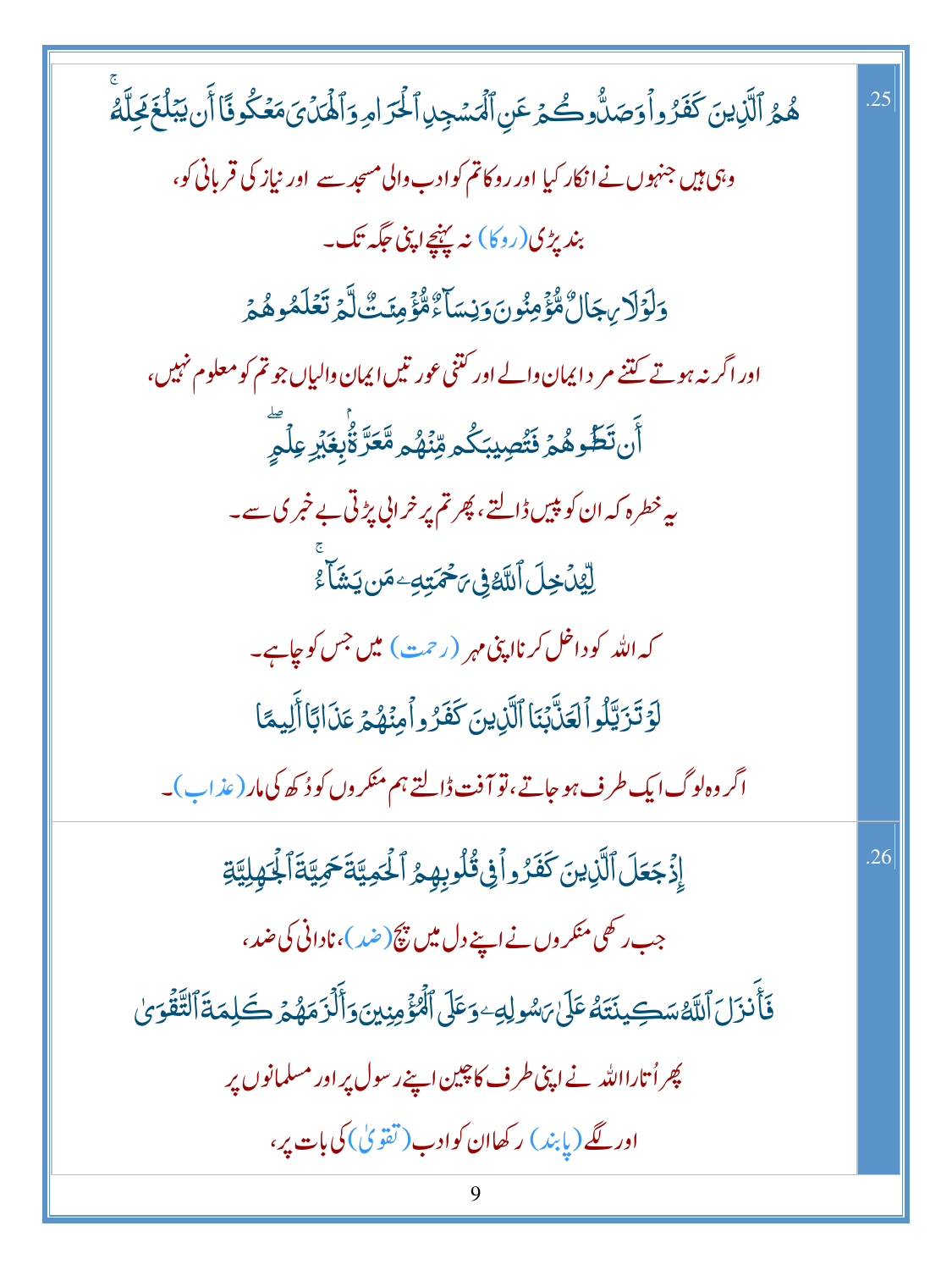.25

هُمُ ٱلَّذِينَ كَفَرُوا۟ وَصَدُّوكُمْ عَنِ ٱلْمَسْجِدِ ٱلْحَرَامِ وَٱلْهَدْىَ مَعْكُوفًا أَن يَبْلُغَ مَحِلَّهُۥ ۚ

وہی ہیں جنہوں نے انکار کیا اور روکا تم کو ادب والی مسجد سے اور نیاز کی قربانی کو،

بند پڑی (روکا) نہ پہنچے اپنی جگہ تک۔

وَلَوْلَا رِجَالٌ مُّؤْمِنُونَ وَنِسَآءٌ مُّؤْمِنَٰتٌ لَّمْ تَعْلَمُوهُمْ

اور اگر نہ ہوتے کتنے مرد ایمان والے اور کتنی عورتیں ایمان والیاں جو تم کو معلوم نہیں،

أَن تَطَـُٔوهُمْ فَتُصِيبَكُم مِّنْهُم مَّعَرَّةٌۢ بِغَيْرِ عِلْمٍ ۖ

یہ خطرہ کہ ان کو پیس ڈالتے، پھر تم پر خرابی پڑتی بے خبری سے۔

لِّيُدْخِلَ ٱللَّهُ فِى رَحْمَتِهِۦ مَن يَشَآءُ ۚ

کہ اللہ کو داخل کرنا اپنی مہر (رحمت) میں جس کو چاہے۔

لَوْ تَزَيَّلُوا۟ لَعَذَّبْنَا ٱلَّذِينَ كَفَرُوا۟ مِنْهُمْ عَذَابًا أَلِيمًا

اگر وہ لوگ ایک طرف ہو جاتے، تو آفت ڈالتے ہم منکروں کو دُکھ کی مار (عذاب)۔

.26

إِذْ جَعَلَ ٱلَّذِينَ كَفَرُوا۟ فِى قُلُوبِهِمُ ٱلْحَمِيَّةَ حَمِيَّةَ ٱلْجَٰهِلِيَّةِ

جب رکھی منکروں نے اپنے دل میں پیچ (ضد)، نادانی کی ضد،

فَأَنزَلَ ٱللَّهُ سَكِينَتَهُۥ عَلَىٰ رَسُولِهِۦ وَعَلَى ٱلْمُؤْمِنِينَ وَأَلْزَمَهُمْ كَلِمَةَ ٱلتَّقْوَىٰ

پھر اُتارا اللہ نے اپنی طرف کا چین اپنے رسول پر اور مسلمانوں پر

اور لگے (پابند) رکھا ان کو ادب (تقویٰ) کی بات پر،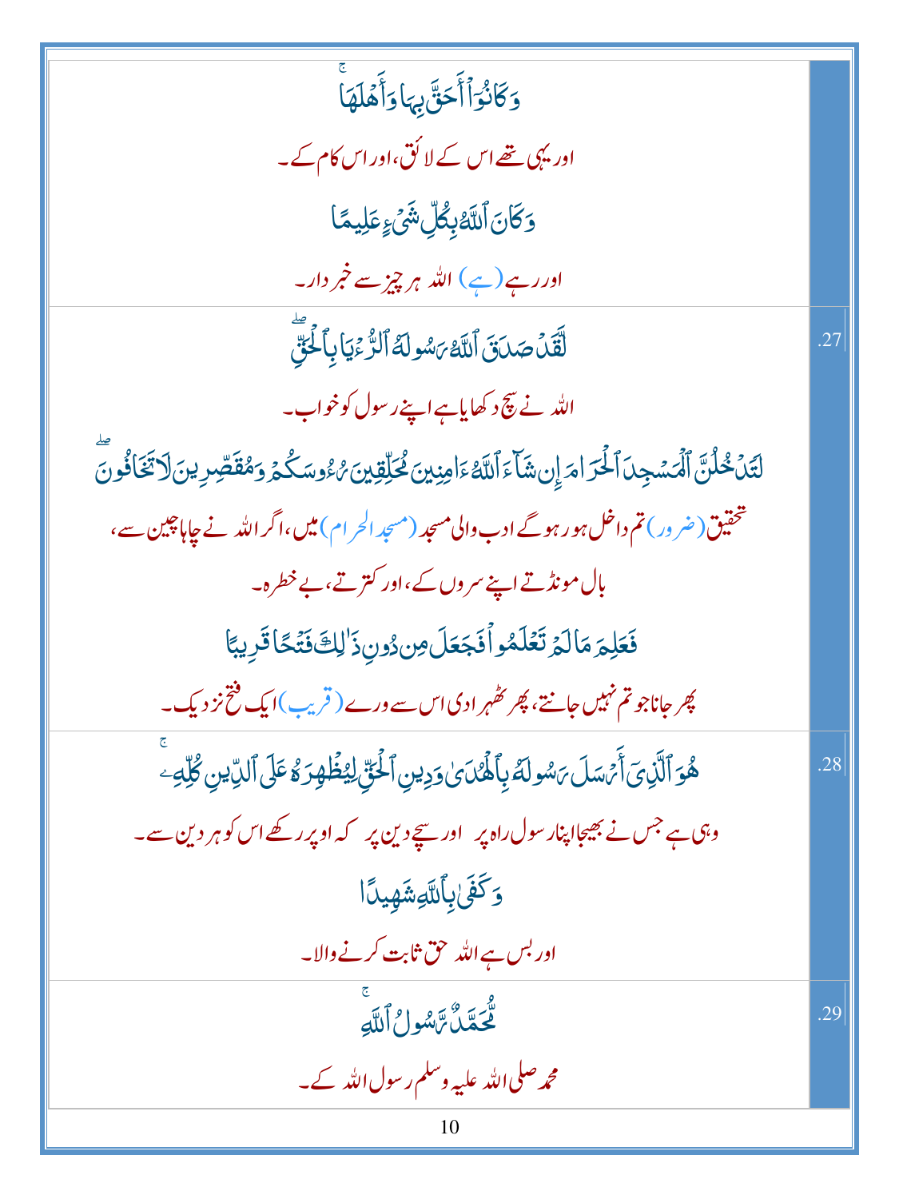| | |
|---|---|
| وَكَانُوٓاْ أَحَقَّ بِهَا وَأَهۡلَهَاۚ<br>اور یہی تھے اس کے لائق، اور اس کام کے۔<br>وَكَانَ ٱللَّهُ بِكُلِّ شَيۡءٍ عَلِيمٗا<br>اور رہے (ہے) اللہ ہر چیز سے خبر دار۔ | |
| لَّقَدۡ صَدَقَ ٱللَّهُ رَسُولَهُ ٱلرُّءۡيَا بِٱلۡحَقِّۖ<br>اللہ نے سچ دکھایا ہے اپنے رسول کو خواب۔<br>لَتَدۡخُلُنَّ ٱلۡمَسۡجِدَ ٱلۡحَرَامَ إِن شَآءَ ٱللَّهُ ءَامِنِينَ مُحَلِّقِينَ رُءُوسَكُمۡ وَمُقَصِّرِينَ لَا تَخَافُونَۖ<br>تحقیق (ضرور) تم داخل ہو رہو گے ادب والی مسجد (مسجد الحرام) میں، اگر اللہ نے چاہا چین سے، بال مونڈتے اپنے سروں کے، اور کترتے، بے خطرہ۔<br>فَعَلِمَ مَا لَمۡ تَعۡلَمُواْ فَجَعَلَ مِن دُونِ ذَٰلِكَ فَتۡحٗا قَرِيبًا<br>پھر جانا جو تم نہیں جانتے، پھر ٹھہرا دی اس سے ورے (قریب) ایک فتح نزدیک۔ | .27 |
| هُوَ ٱلَّذِيٓ أَرۡسَلَ رَسُولَهُ بِٱلۡهُدَىٰ وَدِينِ ٱلۡحَقِّ لِيُظۡهِرَهُ عَلَى ٱلدِّينِ كُلِّهِۦۚ<br>وہی ہے جس نے بھیجا اپنا رسول راہ پر اور سچے دین پر کہ اوپر رکھے اس کو ہر دین سے۔<br>وَكَفَىٰ بِٱللَّهِ شَهِيدٗا<br>اور بس ہے اللہ حق ثابت کرنے والا۔ | .28 |
| مُّحَمَّدٞ رَّسُولُ ٱللَّهِۚ<br>محمد صلی اللہ علیہ وسلم رسول اللہ کے۔ | .29 |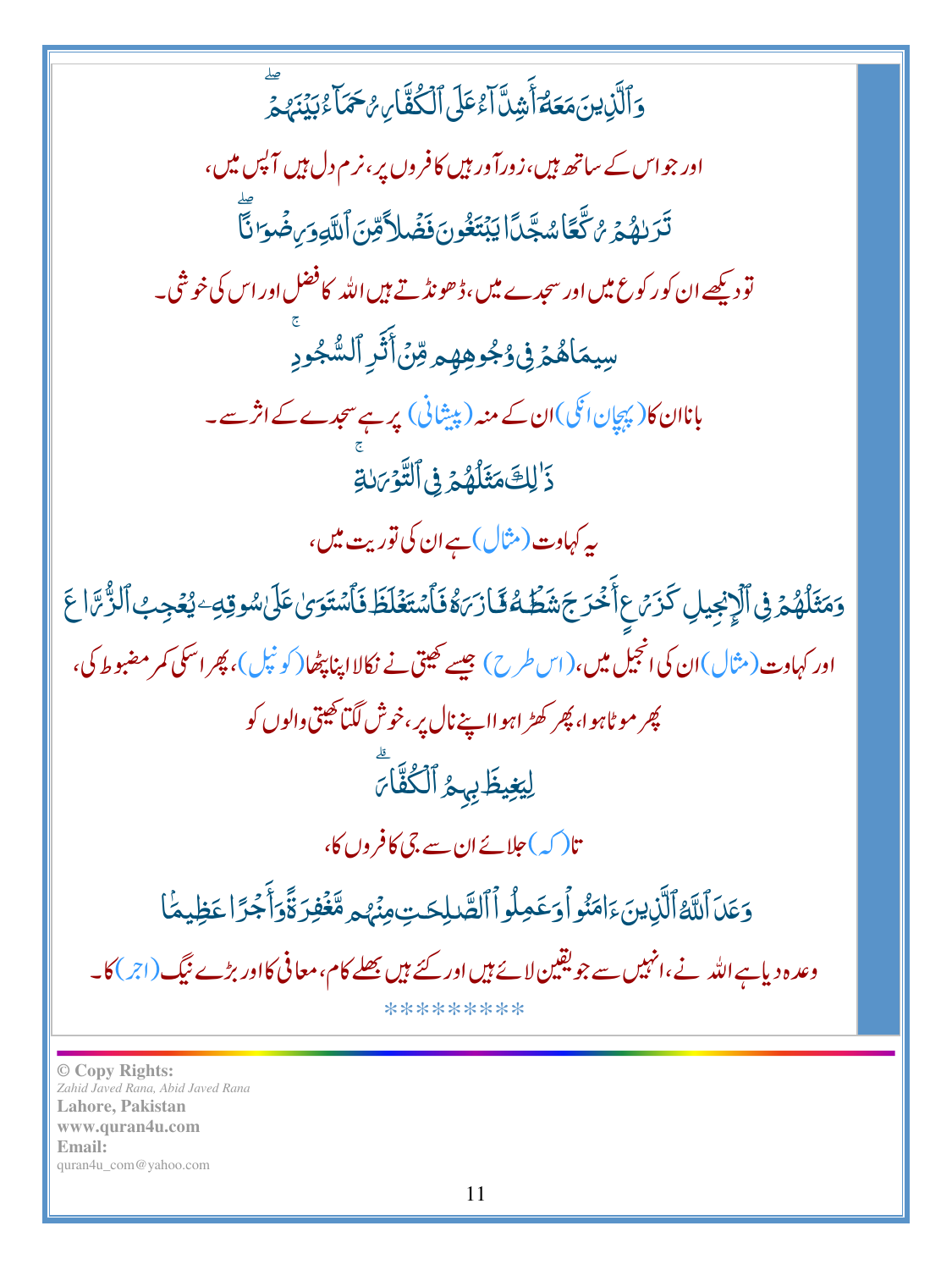وَٱلَّذِينَ مَعَهُۥٓ أَشِدَّآءُ عَلَى ٱلْكُفَّارِ رُحَمَآءُ بَيْنَهُمْ ۖ

اور جو اس کے ساتھ ہیں، زور آور ہیں کافروں پر، نرم دل ہیں آپس میں،

تَرَىٰهُمْ رُكَّعًا سُجَّدًا يَبْتَغُونَ فَضْلًا مِّنَ ٱللَّهِ وَرِضْوَٰنًا ۖ

تو دیکھے ان کو رکوع میں اور سجدے میں، ڈھونڈتے ہیں اللہ کا فضل اور اس کی خوشی۔

سِيمَاهُمْ فِى وُجُوهِهِم مِّنْ أَثَرِ ٱلسُّجُودِ ۚ

بانا ان کا (پہچان انکی) ان کے منہ (پیشانی) پر ہے سجدے کے اثر سے۔

ذَٰلِكَ مَثَلُهُمْ فِى ٱلتَّوْرَىٰةِ ۚ

یہ کہاوت (مثال) ہے ان کی توریت میں،

وَمَثَلُهُمْ فِى ٱلْإِنجِيلِ كَزَرْعٍ أَخْرَجَ شَطْـَٔهُۥ فَـَٔازَرَهُۥ فَٱسْتَغْلَظَ فَٱسْتَوَىٰ عَلَىٰ سُوقِهِۦ يُعْجِبُ ٱلزُّرَّاعَ

اور کہاوت (مثال) ان کی انجیل میں، (اس طرح) جیسے کھیتی نے نکالا اپنا پٹھا (کونپل)، پھر اسکی کمر مضبوط کی، پھر موٹا ہوا، پھر کھڑا ہوا اپنے نال پر، خوش لگتا کھیتی والوں کو

لِيَغِيظَ بِهِمُ ٱلْكُفَّارَ ۗ

تا (کہ) جلائے ان سے جی کافروں کا،

وَعَدَ ٱللَّهُ ٱلَّذِينَ ءَامَنُوا۟ وَعَمِلُوا۟ ٱلصَّٰلِحَٰتِ مِنْهُم مَّغْفِرَةً وَأَجْرًا عَظِيمًۢا

وعدہ دیا ہے اللہ نے، انہیں سے جو یقین لائے ہیں اور کئے ہیں بھلے کام، معافی کا اور بڑے نیگ (اجر) کا۔

\*\*\*\*\*\*\*\*\*

© Copy Rights:
*Zahid Javed Rana, Abid Javed Rana*
**Lahore, Pakistan**
**www.quran4u.com**
**Email:**
quran4u_com@yahoo.com